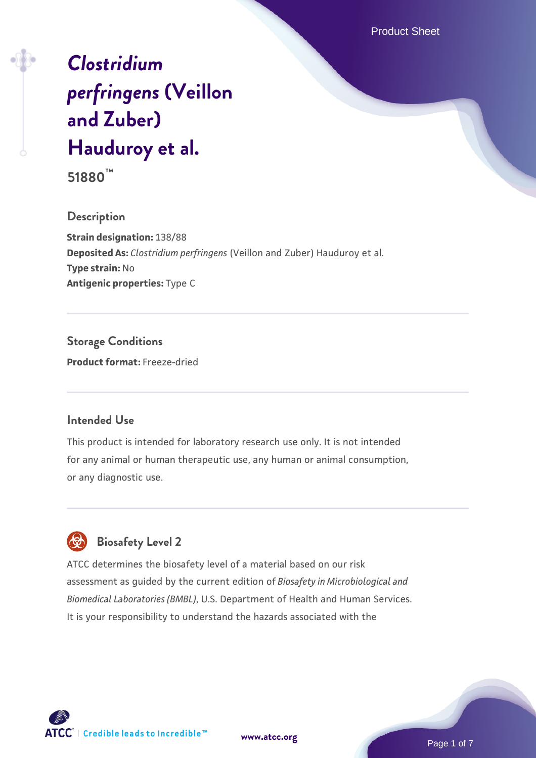# *Clostridium perfringens* (Veillon and Zuber) Hauduroy et al.

**51880™**

## Description

**Strain designation:** 138/88
**Deposited As:** *Clostridium perfringens* (Veillon and Zuber) Hauduroy et al.
**Type strain:** No
**Antigenic properties:** Type C

## Storage Conditions

**Product format:** Freeze-dried

## Intended Use

This product is intended for laboratory research use only. It is not intended for any animal or human therapeutic use, any human or animal consumption, or any diagnostic use.

## Biosafety Level 2

ATCC determines the biosafety level of a material based on our risk assessment as guided by the current edition of *Biosafety in Microbiological and Biomedical Laboratories (BMBL)*, U.S. Department of Health and Human Services. It is your responsibility to understand the hazards associated with the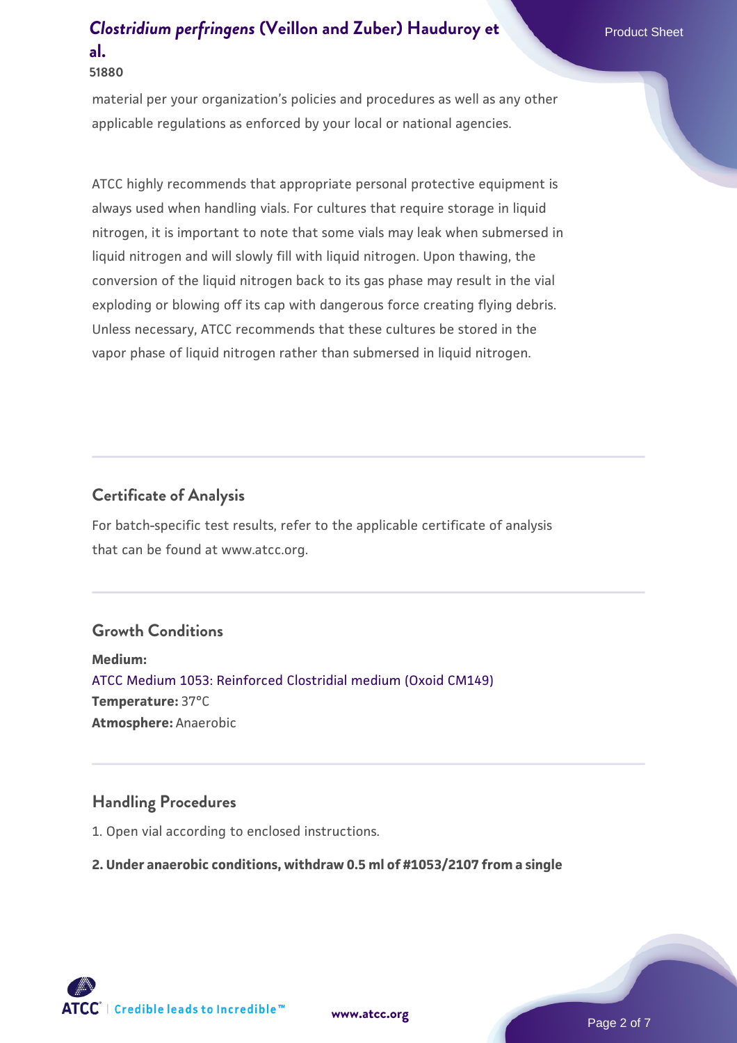material per your organization's policies and procedures as well as any other applicable regulations as enforced by your local or national agencies.

ATCC highly recommends that appropriate personal protective equipment is always used when handling vials. For cultures that require storage in liquid nitrogen, it is important to note that some vials may leak when submersed in liquid nitrogen and will slowly fill with liquid nitrogen. Upon thawing, the conversion of the liquid nitrogen back to its gas phase may result in the vial exploding or blowing off its cap with dangerous force creating flying debris. Unless necessary, ATCC recommends that these cultures be stored in the vapor phase of liquid nitrogen rather than submersed in liquid nitrogen.

## Certificate of Analysis

For batch-specific test results, refer to the applicable certificate of analysis that can be found at www.atcc.org.

## Growth Conditions

**Medium:**
ATCC Medium 1053: Reinforced Clostridial medium (Oxoid CM149)
**Temperature:** 37°C
**Atmosphere:** Anaerobic

## Handling Procedures

1. Open vial according to enclosed instructions.

**2. Under anaerobic conditions, withdraw 0.5 ml of #1053/2107 from a single**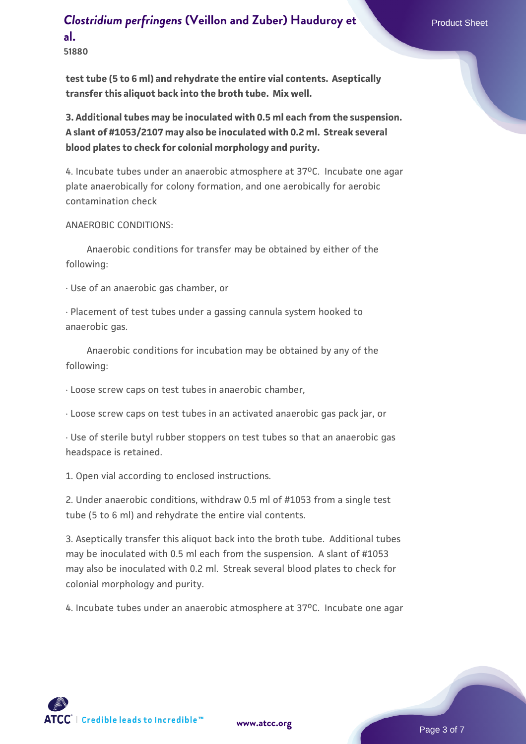**test tube (5 to 6 ml) and rehydrate the entire vial contents. Aseptically transfer this aliquot back into the broth tube. Mix well.**

**3. Additional tubes may be inoculated with 0.5 ml each from the suspension. A slant of #1053/2107 may also be inoculated with 0.2 ml. Streak several blood plates to check for colonial morphology and purity.**

4. Incubate tubes under an anaerobic atmosphere at 37°C. Incubate one agar plate anaerobically for colony formation, and one aerobically for aerobic contamination check

ANAEROBIC CONDITIONS:

Anaerobic conditions for transfer may be obtained by either of the following:

· Use of an anaerobic gas chamber, or

· Placement of test tubes under a gassing cannula system hooked to anaerobic gas.

Anaerobic conditions for incubation may be obtained by any of the following:

· Loose screw caps on test tubes in anaerobic chamber,

· Loose screw caps on test tubes in an activated anaerobic gas pack jar, or

· Use of sterile butyl rubber stoppers on test tubes so that an anaerobic gas headspace is retained.

1. Open vial according to enclosed instructions.

2. Under anaerobic conditions, withdraw 0.5 ml of #1053 from a single test tube (5 to 6 ml) and rehydrate the entire vial contents.

3. Aseptically transfer this aliquot back into the broth tube. Additional tubes may be inoculated with 0.5 ml each from the suspension. A slant of #1053 may also be inoculated with 0.2 ml. Streak several blood plates to check for colonial morphology and purity.

4. Incubate tubes under an anaerobic atmosphere at 37°C. Incubate one agar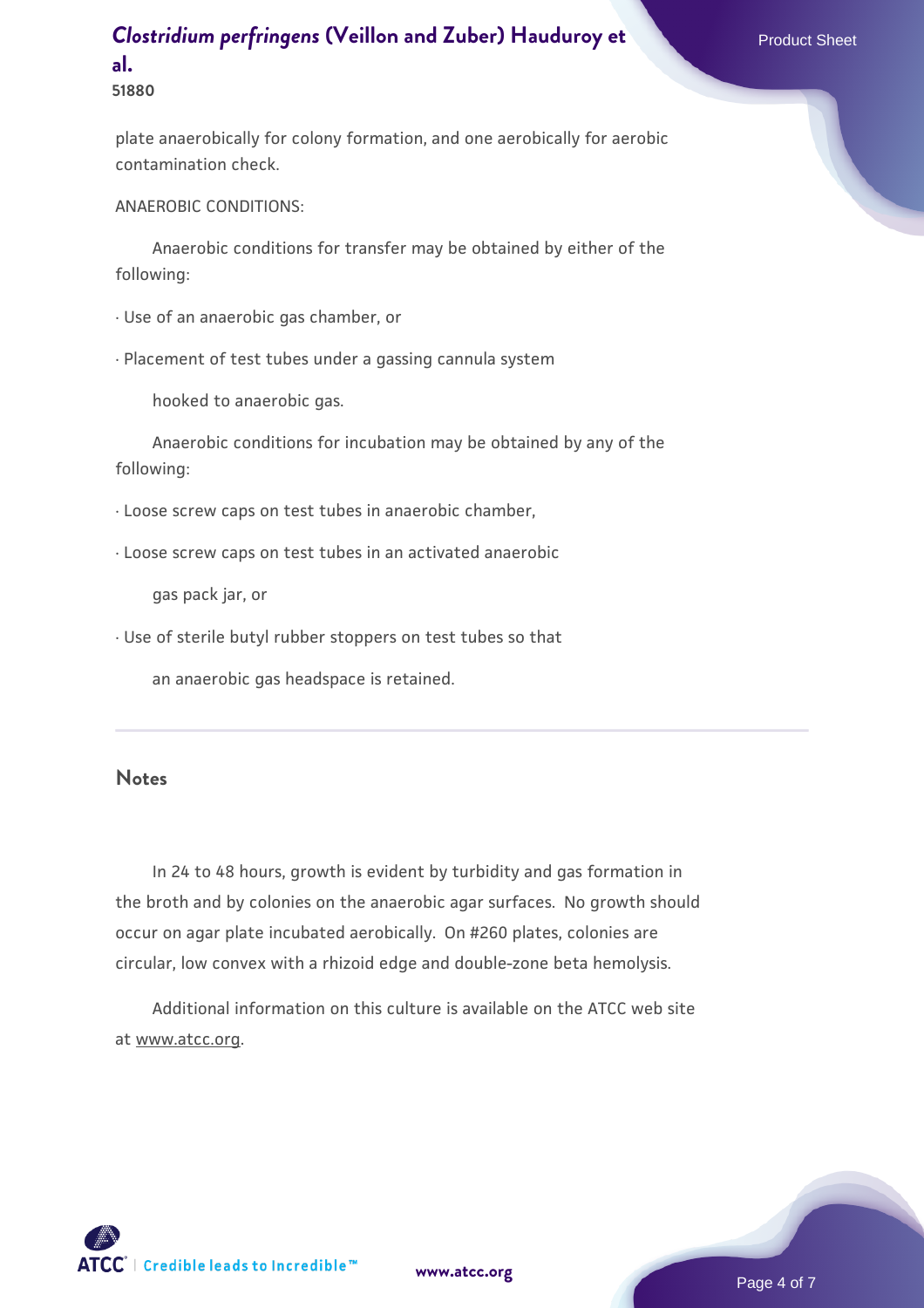plate anaerobically for colony formation, and one aerobically for aerobic contamination check.

ANAEROBIC CONDITIONS:

Anaerobic conditions for transfer may be obtained by either of the following:

· Use of an anaerobic gas chamber, or

· Placement of test tubes under a gassing cannula system hooked to anaerobic gas.

Anaerobic conditions for incubation may be obtained by any of the following:

· Loose screw caps on test tubes in anaerobic chamber,

· Loose screw caps on test tubes in an activated anaerobic gas pack jar, or

· Use of sterile butyl rubber stoppers on test tubes so that an anaerobic gas headspace is retained.

## Notes

In 24 to 48 hours, growth is evident by turbidity and gas formation in the broth and by colonies on the anaerobic agar surfaces. No growth should occur on agar plate incubated aerobically. On #260 plates, colonies are circular, low convex with a rhizoid edge and double-zone beta hemolysis.

Additional information on this culture is available on the ATCC web site at www.atcc.org.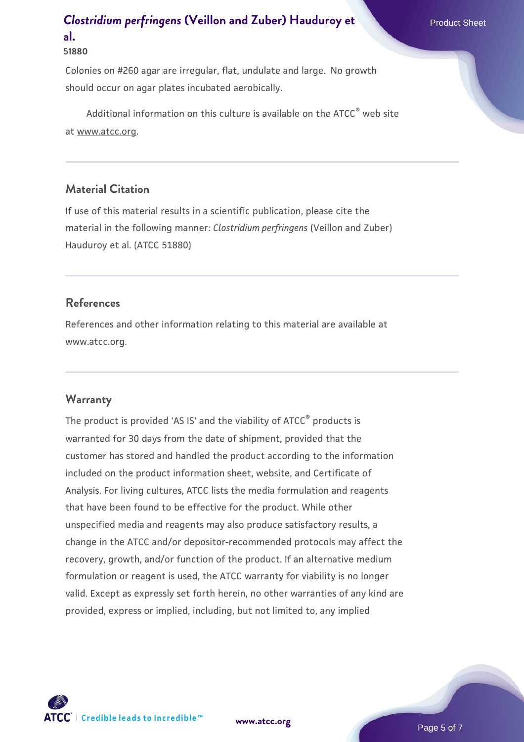Colonies on #260 agar are irregular, flat, undulate and large.  No growth should occur on agar plates incubated aerobically.

Additional information on this culture is available on the ATCC® web site at www.atcc.org.

## Material Citation

If use of this material results in a scientific publication, please cite the material in the following manner: *Clostridium perfringens* (Veillon and Zuber) Hauduroy et al. (ATCC 51880)

## References

References and other information relating to this material are available at www.atcc.org.

## Warranty

The product is provided 'AS IS' and the viability of ATCC® products is warranted for 30 days from the date of shipment, provided that the customer has stored and handled the product according to the information included on the product information sheet, website, and Certificate of Analysis. For living cultures, ATCC lists the media formulation and reagents that have been found to be effective for the product. While other unspecified media and reagents may also produce satisfactory results, a change in the ATCC and/or depositor-recommended protocols may affect the recovery, growth, and/or function of the product. If an alternative medium formulation or reagent is used, the ATCC warranty for viability is no longer valid. Except as expressly set forth herein, no other warranties of any kind are provided, express or implied, including, but not limited to, any implied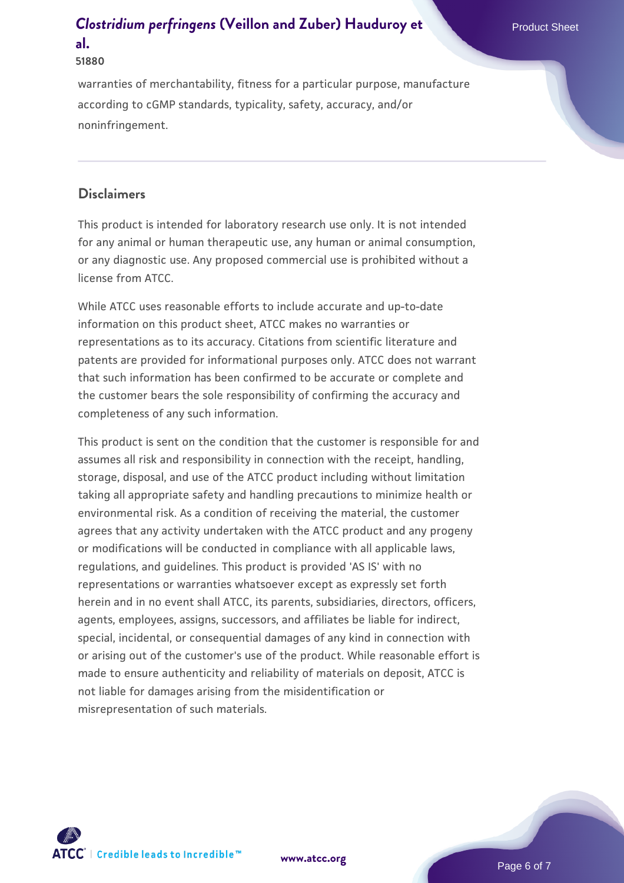warranties of merchantability, fitness for a particular purpose, manufacture according to cGMP standards, typicality, safety, accuracy, and/or noninfringement.

## Disclaimers

This product is intended for laboratory research use only. It is not intended for any animal or human therapeutic use, any human or animal consumption, or any diagnostic use. Any proposed commercial use is prohibited without a license from ATCC.

While ATCC uses reasonable efforts to include accurate and up-to-date information on this product sheet, ATCC makes no warranties or representations as to its accuracy. Citations from scientific literature and patents are provided for informational purposes only. ATCC does not warrant that such information has been confirmed to be accurate or complete and the customer bears the sole responsibility of confirming the accuracy and completeness of any such information.

This product is sent on the condition that the customer is responsible for and assumes all risk and responsibility in connection with the receipt, handling, storage, disposal, and use of the ATCC product including without limitation taking all appropriate safety and handling precautions to minimize health or environmental risk. As a condition of receiving the material, the customer agrees that any activity undertaken with the ATCC product and any progeny or modifications will be conducted in compliance with all applicable laws, regulations, and guidelines. This product is provided 'AS IS' with no representations or warranties whatsoever except as expressly set forth herein and in no event shall ATCC, its parents, subsidiaries, directors, officers, agents, employees, assigns, successors, and affiliates be liable for indirect, special, incidental, or consequential damages of any kind in connection with or arising out of the customer's use of the product. While reasonable effort is made to ensure authenticity and reliability of materials on deposit, ATCC is not liable for damages arising from the misidentification or misrepresentation of such materials.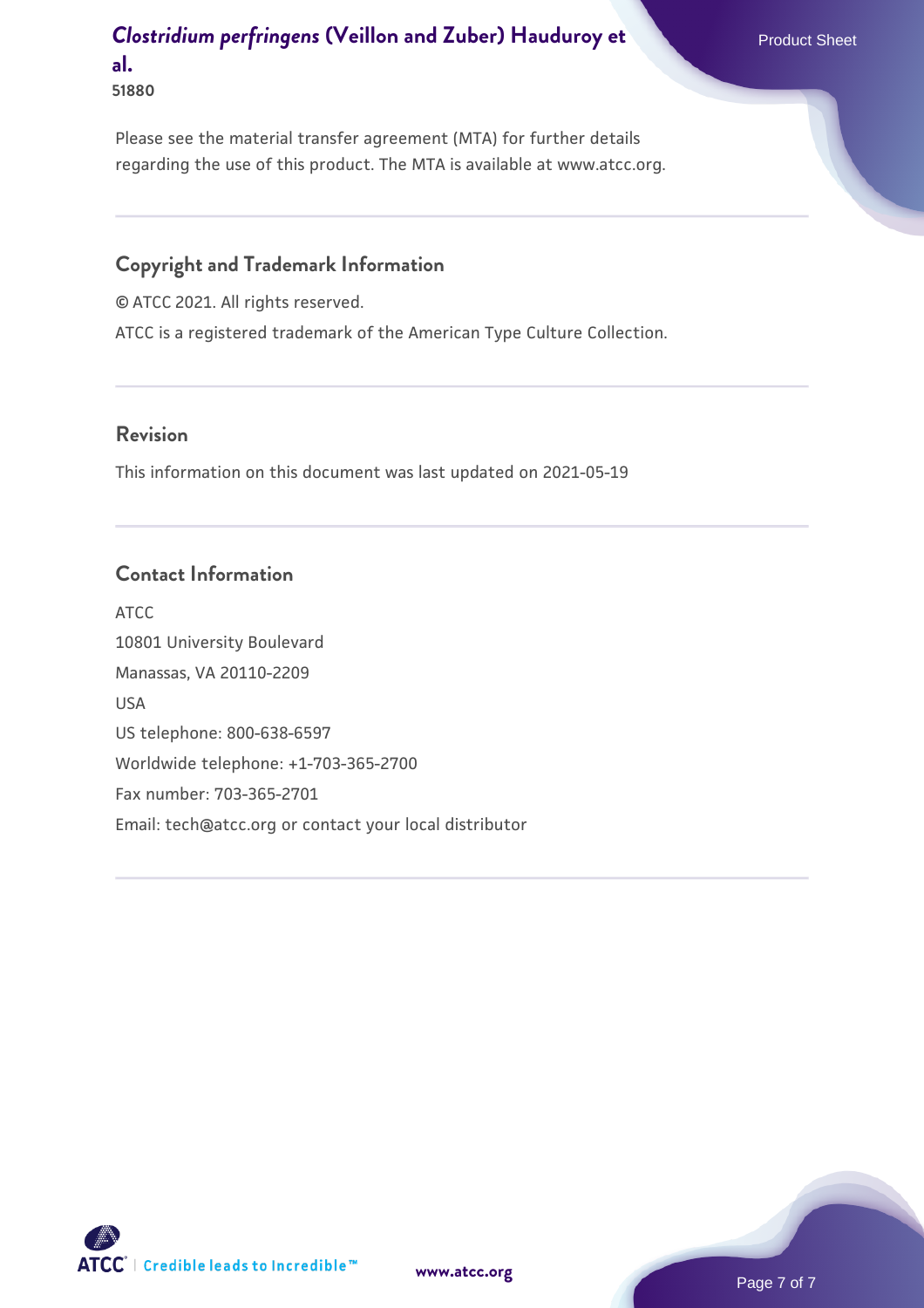Please see the material transfer agreement (MTA) for further details regarding the use of this product. The MTA is available at www.atcc.org.

## Copyright and Trademark Information

© ATCC 2021. All rights reserved.

ATCC is a registered trademark of the American Type Culture Collection.

## Revision

This information on this document was last updated on 2021-05-19

## Contact Information

ATCC
10801 University Boulevard
Manassas, VA 20110-2209
USA
US telephone: 800-638-6597
Worldwide telephone: +1-703-365-2700
Fax number: 703-365-2701
Email: tech@atcc.org or contact your local distributor